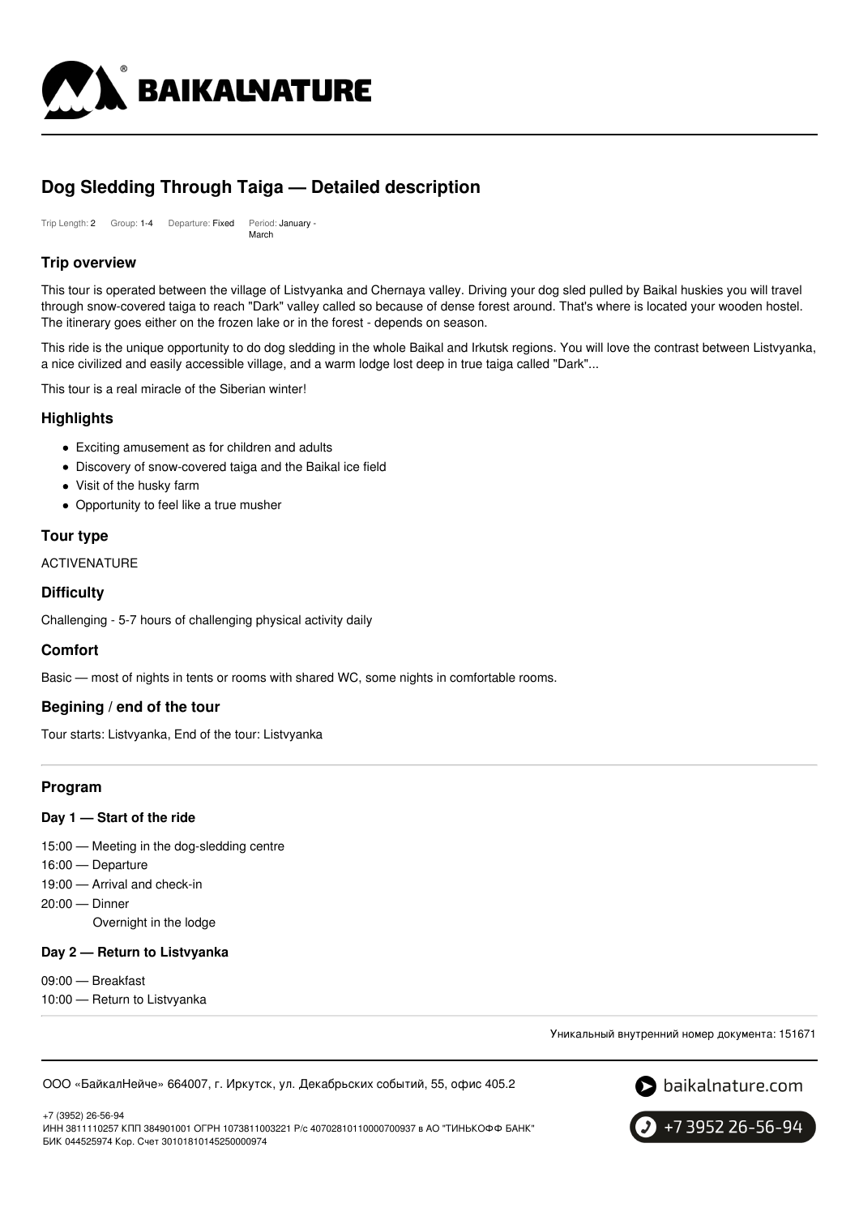# Dog Sledding Through Taiga — Detailed description

Trip Length: 2 Group: 1-4 Departure: Fixed Period: January - March

## Trip overview

This tour is operated between the village of Listvyanka and Chernaya valley. Driving your dog sled pulled by Baikal huskies you will travel through snow-covered taiga to reach "Dark" valley called so because of dense forest around. That's where is located your wooden hostel. The itinerary goes either on the frozen lake or in the forest - depends on season.

This ride is the unique opportunity to do dog sledding in the whole Baikal and Irkutsk regions. You will love the contrast between Listvyanka, a nice civilized and easily accessible village, and a warm lodge lost deep in true taiga called "Dark"...

This tour is a real miracle of the Siberian winter!

## Highlights

- Exciting amusement as for children and adults
- Discovery of snow-covered taiga and the Baikal ice field
- Visit of the husky farm
- Opportunity to feel like a true musher

## Tour type

ACTIVENATURE

## Difficulty

Challenging - 5-7 hours of challenging physical activity daily

## Comfort

Basic — most of nights in tents or rooms with shared WC, some nights in comfortable rooms.

## Begining / end of the tour

Tour starts: Listvyanka, End of the tour: Listvyanka

---

## Program

### Day 1 — Start of the ride

15:00 — Meeting in the dog-sledding centre
16:00 — Departure
19:00 — Arrival and check-in
20:00 — Dinner
Overnight in the lodge

### Day 2 — Return to Listvyanka

09:00 — Breakfast
10:00 — Return to Listvyanka

Уникальный внутренний номер документа: 151671

ООО «БайкалНейче» 664007, г. Иркутск, ул. Декабрьских событий, 55, офис 405.2

+7 (3952) 26-56-94
ИНН 3811110257 КПП 384901001 ОГРН 1073811003221 Р/с 40702810110000700937 в АО "ТИНЬКОФФ БАНК"
БИК 044525974 Кор. Счет 30101810145250000974

baikalnature.com

+7 3952 26-56-94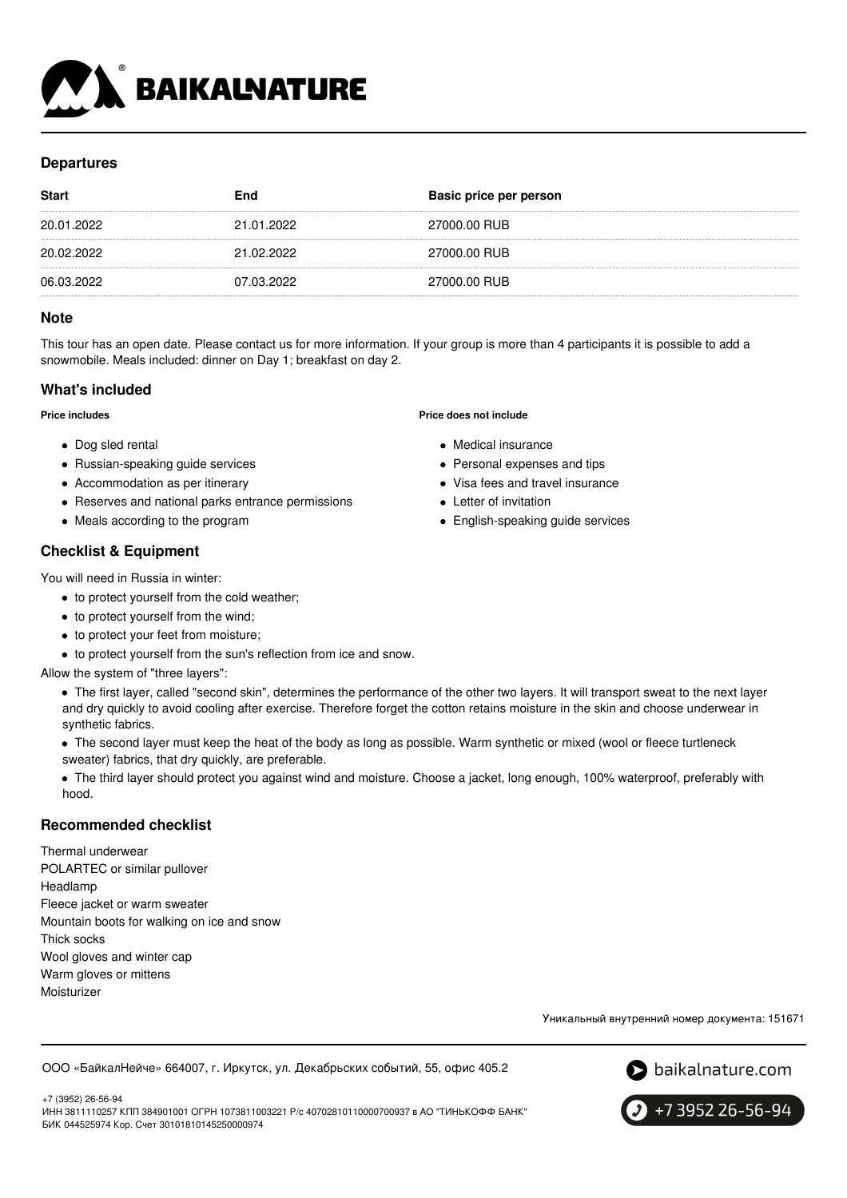## Departures

| Start | End | Basic price per person |
|---|---|---|
| 20.01.2022 | 21.01.2022 | 27000.00 RUB |
| 20.02.2022 | 21.02.2022 | 27000.00 RUB |
| 06.03.2022 | 07.03.2022 | 27000.00 RUB |

## Note

This tour has an open date. Please contact us for more information. If your group is more than 4 participants it is possible to add a snowmobile. Meals included: dinner on Day 1; breakfast on day 2.

## What's included

**Price includes**

- Dog sled rental
- Russian-speaking guide services
- Accommodation as per itinerary
- Reserves and national parks entrance permissions
- Meals according to the program

**Price does not include**

- Medical insurance
- Personal expenses and tips
- Visa fees and travel insurance
- Letter of invitation
- English-speaking guide services

## Checklist & Equipment

You will need in Russia in winter:

- to protect yourself from the cold weather;
- to protect yourself from the wind;
- to protect your feet from moisture;
- to protect yourself from the sun's reflection from ice and snow.

Allow the system of "three layers":

- The first layer, called "second skin", determines the performance of the other two layers. It will transport sweat to the next layer and dry quickly to avoid cooling after exercise. Therefore forget the cotton retains moisture in the skin and choose underwear in synthetic fabrics.
- The second layer must keep the heat of the body as long as possible. Warm synthetic or mixed (wool or fleece turtleneck sweater) fabrics, that dry quickly, are preferable.
- The third layer should protect you against wind and moisture. Choose a jacket, long enough, 100% waterproof, preferably with hood.

## Recommended checklist

Thermal underwear
POLARTEC or similar pullover
Headlamp
Fleece jacket or warm sweater
Mountain boots for walking on ice and snow
Thick socks
Wool gloves and winter cap
Warm gloves or mittens
Moisturizer

Уникальный внутренний номер документа: 151671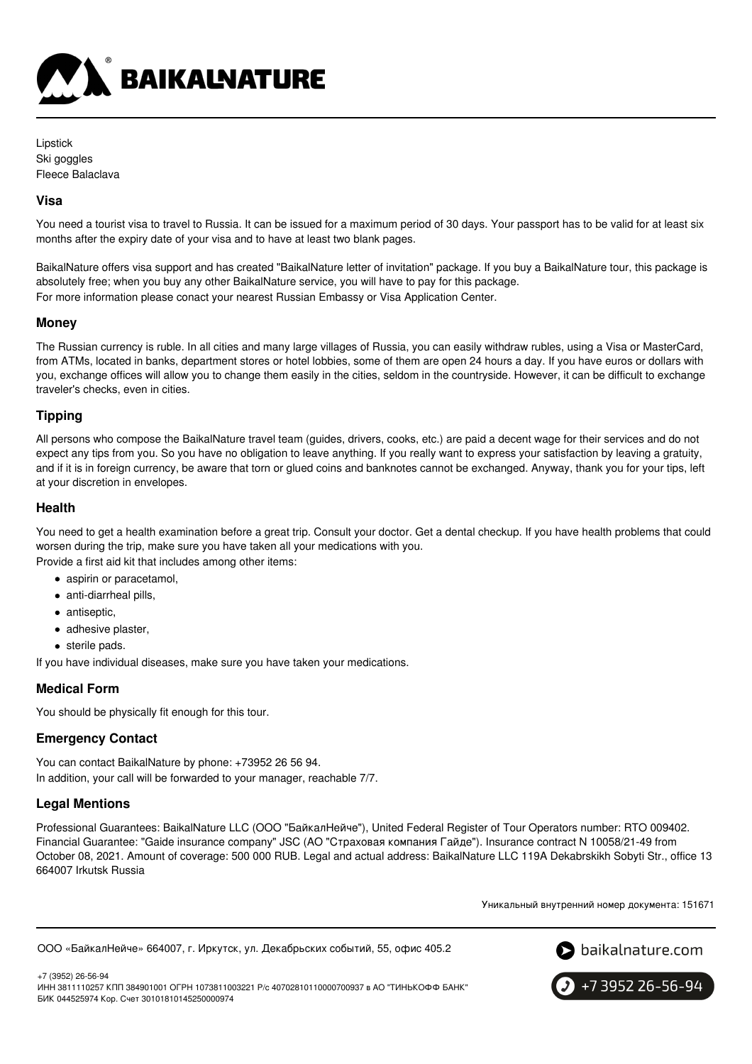Lipstick
Ski goggles
Fleece Balaclava

## Visa

You need a tourist visa to travel to Russia. It can be issued for a maximum period of 30 days. Your passport has to be valid for at least six months after the expiry date of your visa and to have at least two blank pages.

BaikalNature offers visa support and has created "BaikalNature letter of invitation" package. If you buy a BaikalNature tour, this package is absolutely free; when you buy any other BaikalNature service, you will have to pay for this package.
For more information please conact your nearest Russian Embassy or Visa Application Center.

## Money

The Russian currency is ruble. In all cities and many large villages of Russia, you can easily withdraw rubles, using a Visa or MasterCard, from ATMs, located in banks, department stores or hotel lobbies, some of them are open 24 hours a day. If you have euros or dollars with you, exchange offices will allow you to change them easily in the cities, seldom in the countryside. However, it can be difficult to exchange traveler's checks, even in cities.

## Tipping

All persons who compose the BaikalNature travel team (guides, drivers, cooks, etc.) are paid a decent wage for their services and do not expect any tips from you. So you have no obligation to leave anything. If you really want to express your satisfaction by leaving a gratuity, and if it is in foreign currency, be aware that torn or glued coins and banknotes cannot be exchanged. Anyway, thank you for your tips, left at your discretion in envelopes.

## Health

You need to get a health examination before a great trip. Consult your doctor. Get a dental checkup. If you have health problems that could worsen during the trip, make sure you have taken all your medications with you.
Provide a first aid kit that includes among other items:

- aspirin or paracetamol,
- anti-diarrheal pills,
- antiseptic,
- adhesive plaster,
- sterile pads.

If you have individual diseases, make sure you have taken your medications.

## Medical Form

You should be physically fit enough for this tour.

## Emergency Contact

You can contact BaikalNature by phone: +73952 26 56 94.
In addition, your call will be forwarded to your manager, reachable 7/7.

## Legal Mentions

Professional Guarantees: BaikalNature LLC (ООО "БайкалНейче"), United Federal Register of Tour Operators number: RTO 009402. Financial Guarantee: "Gaide insurance company" JSC (АО "Страховая компания Гайде"). Insurance contract N 10058/21-49 from October 08, 2021. Amount of coverage: 500 000 RUB. Legal and actual address: BaikalNature LLC 119A Dekabrskikh Sobyti Str., office 13 664007 Irkutsk Russia

Уникальный внутренний номер документа: 151671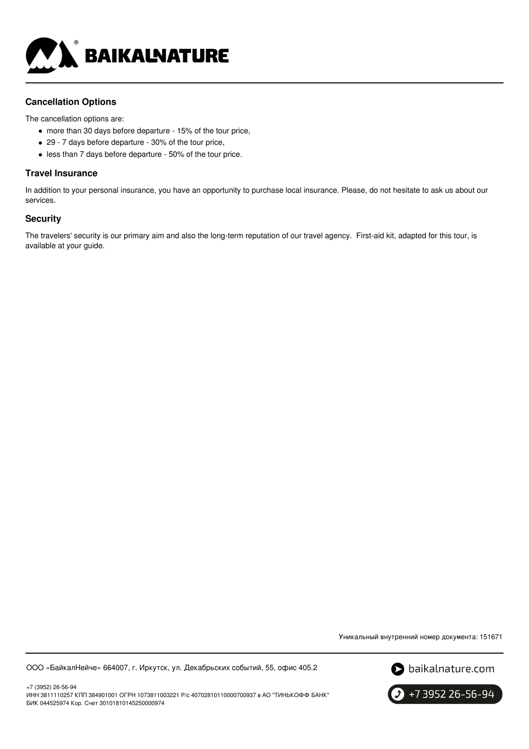### Cancellation Options

The cancellation options are:

- more than 30 days before departure - 15% of the tour price,
- 29 - 7 days before departure - 30% of the tour price,
- less than 7 days before departure - 50% of the tour price.

### Travel Insurance

In addition to your personal insurance, you have an opportunity to purchase local insurance. Please, do not hesitate to ask us about our services.

### Security

The travelers' security is our primary aim and also the long-term reputation of our travel agency. First-aid kit, adapted for this tour, is available at your guide.